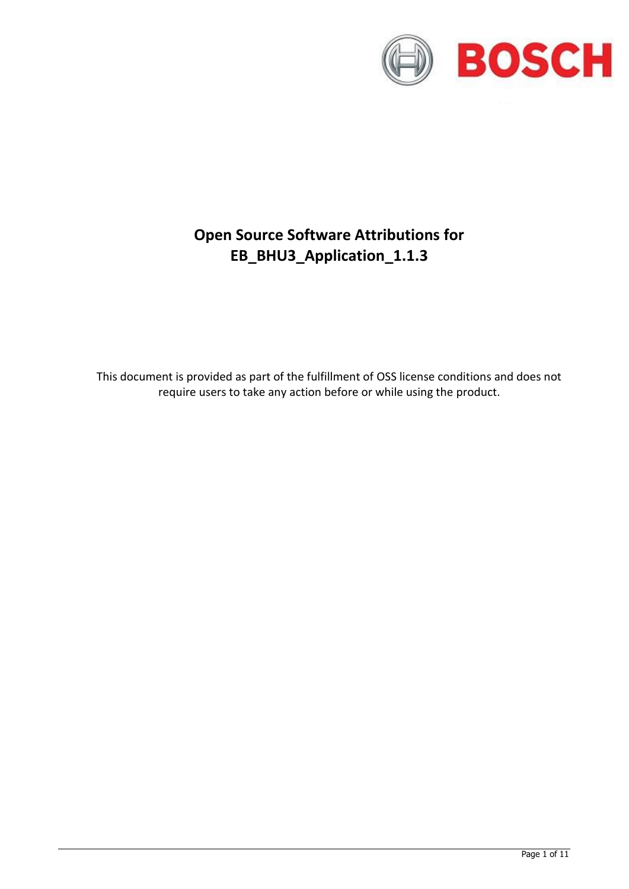# Open Source Software Attributions for EB_BHU3_Application_1.1.3

This document is provided as part of the fulfillment of OSS license conditions and does not require users to take any action before or while using the product.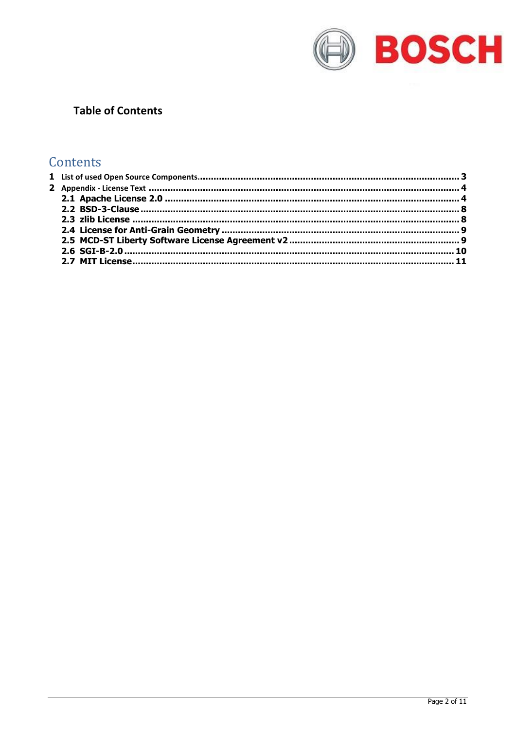**Table of Contents**

# Contents

1 List of used Open Source Components ..... 3
2 Appendix - License Text ..... 4
- 2.1 Apache License 2.0 ..... 4
- 2.2 BSD-3-Clause ..... 8
- 2.3 zlib License ..... 8
- 2.4 License for Anti-Grain Geometry ..... 9
- 2.5 MCD-ST Liberty Software License Agreement v2 ..... 9
- 2.6 SGI-B-2.0 ..... 10
- 2.7 MIT License ..... 11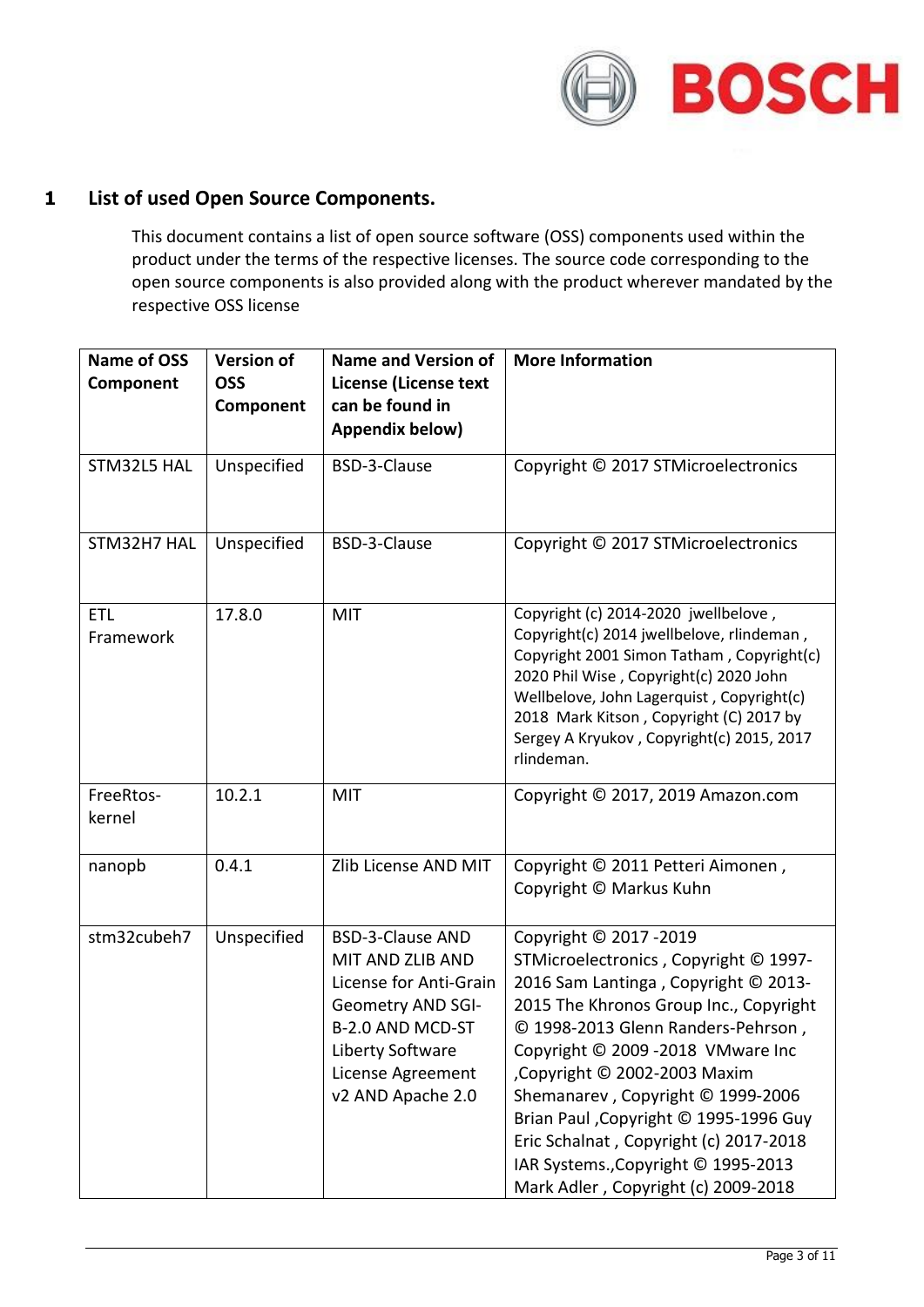# 1 List of used Open Source Components.

This document contains a list of open source software (OSS) components used within the product under the terms of the respective licenses. The source code corresponding to the open source components is also provided along with the product wherever mandated by the respective OSS license

| Name of OSS Component | Version of OSS Component | Name and Version of License (License text can be found in Appendix below) | More Information |
|---|---|---|---|
| STM32L5 HAL | Unspecified | BSD-3-Clause | Copyright © 2017 STMicroelectronics |
| STM32H7 HAL | Unspecified | BSD-3-Clause | Copyright © 2017 STMicroelectronics |
| ETL Framework | 17.8.0 | MIT | Copyright (c) 2014-2020 jwellbelove , Copyright(c) 2014 jwellbelove, rlindeman , Copyright 2001 Simon Tatham , Copyright(c) 2020 Phil Wise , Copyright(c) 2020 John Wellbelove, John Lagerquist , Copyright(c) 2018 Mark Kitson , Copyright (C) 2017 by Sergey A Kryukov , Copyright(c) 2015, 2017 rlindeman. |
| FreeRtos-kernel | 10.2.1 | MIT | Copyright © 2017, 2019 Amazon.com |
| nanopb | 0.4.1 | Zlib License AND MIT | Copyright © 2011 Petteri Aimonen , Copyright © Markus Kuhn |
| stm32cubeh7 | Unspecified | BSD-3-Clause AND MIT AND ZLIB AND License for Anti-Grain Geometry AND SGI-B-2.0 AND MCD-ST Liberty Software License Agreement v2 AND Apache 2.0 | Copyright © 2017 -2019 STMicroelectronics , Copyright © 1997-2016 Sam Lantinga , Copyright © 2013-2015 The Khronos Group Inc., Copyright © 1998-2013 Glenn Randers-Pehrson , Copyright © 2009 -2018 VMware Inc ,Copyright © 2002-2003 Maxim Shemanarev , Copyright © 1999-2006 Brian Paul ,Copyright © 1995-1996 Guy Eric Schalnat , Copyright (c) 2017-2018 IAR Systems.,Copyright © 1995-2013 Mark Adler , Copyright (c) 2009-2018 |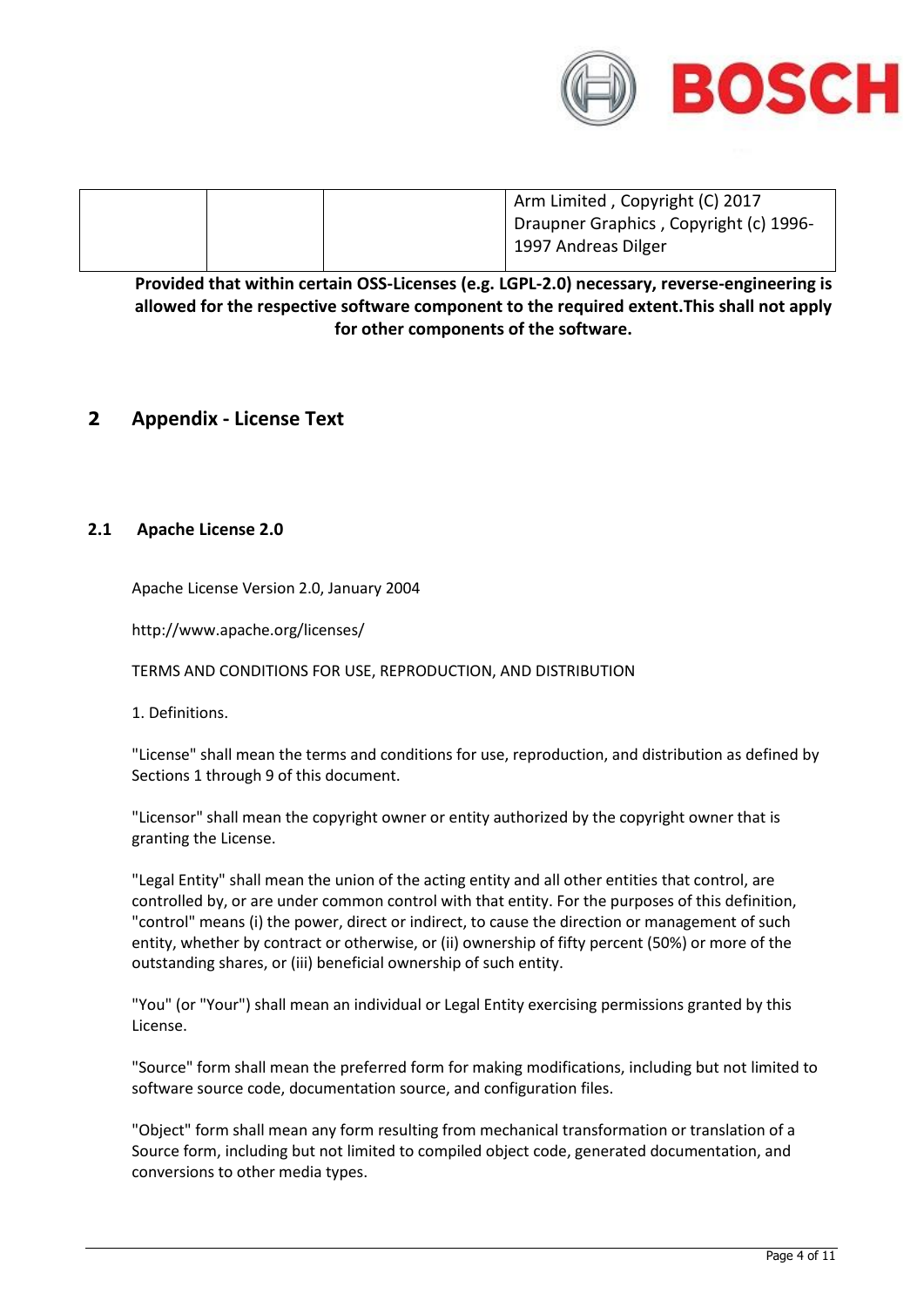|  |  |  | Arm Limited , Copyright (C) 2017<br>Draupner Graphics , Copyright (c) 1996-1997 Andreas Dilger |
|---|---|---|---|

**Provided that within certain OSS-Licenses (e.g. LGPL-2.0) necessary, reverse-engineering is allowed for the respective software component to the required extent.This shall not apply for other components of the software.**

# 2 Appendix - License Text

## 2.1 Apache License 2.0

Apache License Version 2.0, January 2004

http://www.apache.org/licenses/

TERMS AND CONDITIONS FOR USE, REPRODUCTION, AND DISTRIBUTION

1. Definitions.

"License" shall mean the terms and conditions for use, reproduction, and distribution as defined by Sections 1 through 9 of this document.

"Licensor" shall mean the copyright owner or entity authorized by the copyright owner that is granting the License.

"Legal Entity" shall mean the union of the acting entity and all other entities that control, are controlled by, or are under common control with that entity. For the purposes of this definition, "control" means (i) the power, direct or indirect, to cause the direction or management of such entity, whether by contract or otherwise, or (ii) ownership of fifty percent (50%) or more of the outstanding shares, or (iii) beneficial ownership of such entity.

"You" (or "Your") shall mean an individual or Legal Entity exercising permissions granted by this License.

"Source" form shall mean the preferred form for making modifications, including but not limited to software source code, documentation source, and configuration files.

"Object" form shall mean any form resulting from mechanical transformation or translation of a Source form, including but not limited to compiled object code, generated documentation, and conversions to other media types.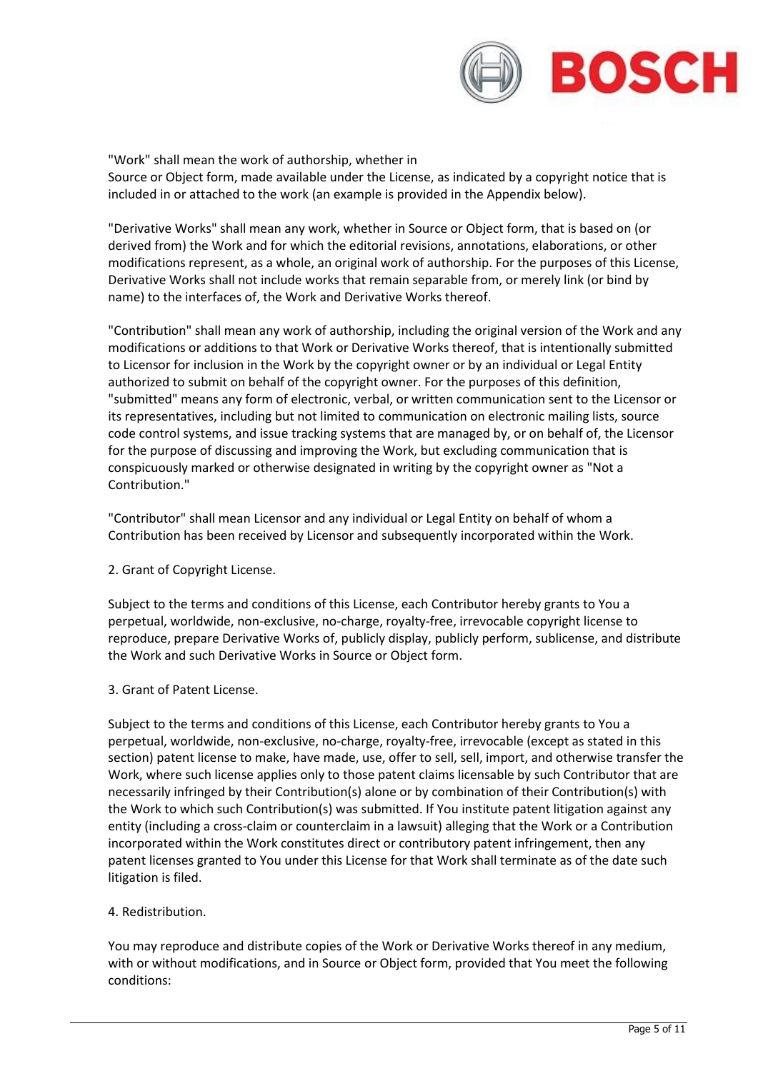"Work" shall mean the work of authorship, whether in Source or Object form, made available under the License, as indicated by a copyright notice that is included in or attached to the work (an example is provided in the Appendix below).

"Derivative Works" shall mean any work, whether in Source or Object form, that is based on (or derived from) the Work and for which the editorial revisions, annotations, elaborations, or other modifications represent, as a whole, an original work of authorship. For the purposes of this License, Derivative Works shall not include works that remain separable from, or merely link (or bind by name) to the interfaces of, the Work and Derivative Works thereof.

"Contribution" shall mean any work of authorship, including the original version of the Work and any modifications or additions to that Work or Derivative Works thereof, that is intentionally submitted to Licensor for inclusion in the Work by the copyright owner or by an individual or Legal Entity authorized to submit on behalf of the copyright owner. For the purposes of this definition, "submitted" means any form of electronic, verbal, or written communication sent to the Licensor or its representatives, including but not limited to communication on electronic mailing lists, source code control systems, and issue tracking systems that are managed by, or on behalf of, the Licensor for the purpose of discussing and improving the Work, but excluding communication that is conspicuously marked or otherwise designated in writing by the copyright owner as "Not a Contribution."

"Contributor" shall mean Licensor and any individual or Legal Entity on behalf of whom a Contribution has been received by Licensor and subsequently incorporated within the Work.

2. Grant of Copyright License.

Subject to the terms and conditions of this License, each Contributor hereby grants to You a perpetual, worldwide, non-exclusive, no-charge, royalty-free, irrevocable copyright license to reproduce, prepare Derivative Works of, publicly display, publicly perform, sublicense, and distribute the Work and such Derivative Works in Source or Object form.

3. Grant of Patent License.

Subject to the terms and conditions of this License, each Contributor hereby grants to You a perpetual, worldwide, non-exclusive, no-charge, royalty-free, irrevocable (except as stated in this section) patent license to make, have made, use, offer to sell, sell, import, and otherwise transfer the Work, where such license applies only to those patent claims licensable by such Contributor that are necessarily infringed by their Contribution(s) alone or by combination of their Contribution(s) with the Work to which such Contribution(s) was submitted. If You institute patent litigation against any entity (including a cross-claim or counterclaim in a lawsuit) alleging that the Work or a Contribution incorporated within the Work constitutes direct or contributory patent infringement, then any patent licenses granted to You under this License for that Work shall terminate as of the date such litigation is filed.

4. Redistribution.

You may reproduce and distribute copies of the Work or Derivative Works thereof in any medium, with or without modifications, and in Source or Object form, provided that You meet the following conditions: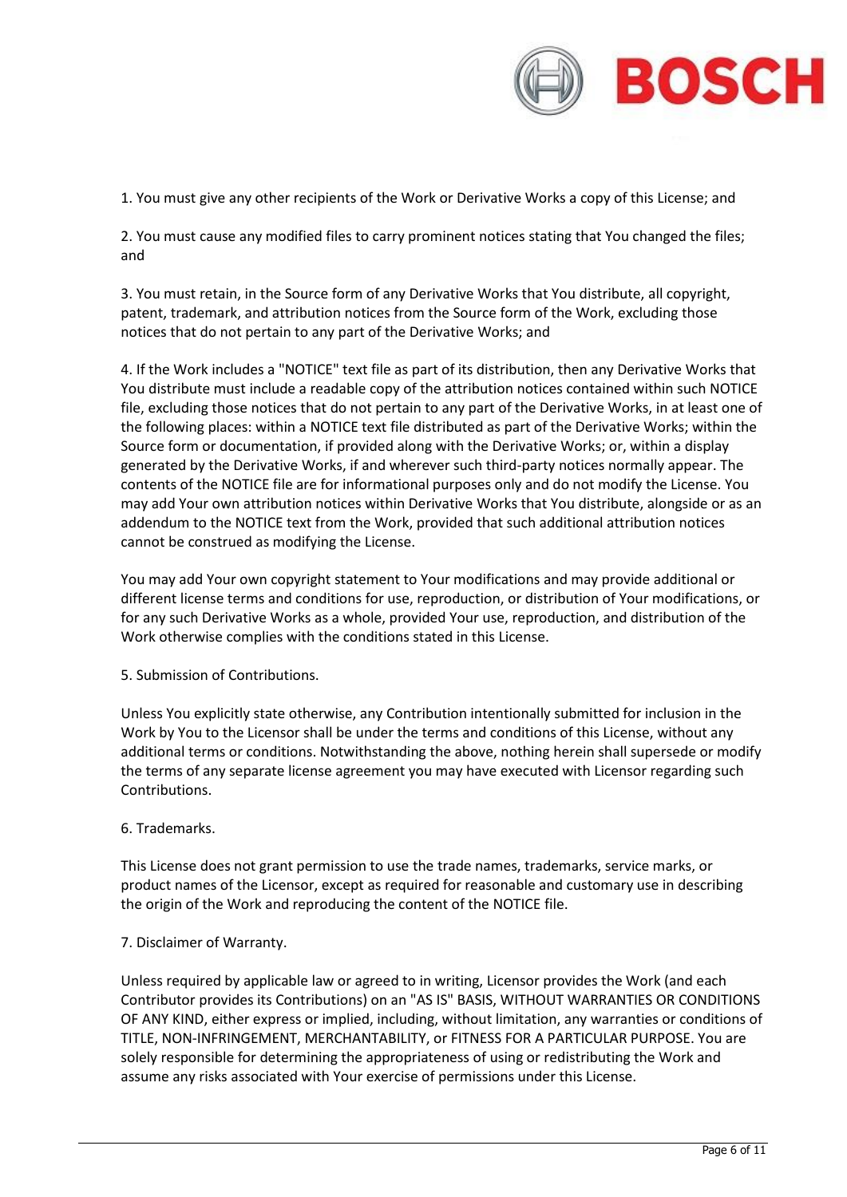1. You must give any other recipients of the Work or Derivative Works a copy of this License; and

2. You must cause any modified files to carry prominent notices stating that You changed the files; and

3. You must retain, in the Source form of any Derivative Works that You distribute, all copyright, patent, trademark, and attribution notices from the Source form of the Work, excluding those notices that do not pertain to any part of the Derivative Works; and

4. If the Work includes a "NOTICE" text file as part of its distribution, then any Derivative Works that You distribute must include a readable copy of the attribution notices contained within such NOTICE file, excluding those notices that do not pertain to any part of the Derivative Works, in at least one of the following places: within a NOTICE text file distributed as part of the Derivative Works; within the Source form or documentation, if provided along with the Derivative Works; or, within a display generated by the Derivative Works, if and wherever such third-party notices normally appear. The contents of the NOTICE file are for informational purposes only and do not modify the License. You may add Your own attribution notices within Derivative Works that You distribute, alongside or as an addendum to the NOTICE text from the Work, provided that such additional attribution notices cannot be construed as modifying the License.

You may add Your own copyright statement to Your modifications and may provide additional or different license terms and conditions for use, reproduction, or distribution of Your modifications, or for any such Derivative Works as a whole, provided Your use, reproduction, and distribution of the Work otherwise complies with the conditions stated in this License.

5. Submission of Contributions.

Unless You explicitly state otherwise, any Contribution intentionally submitted for inclusion in the Work by You to the Licensor shall be under the terms and conditions of this License, without any additional terms or conditions. Notwithstanding the above, nothing herein shall supersede or modify the terms of any separate license agreement you may have executed with Licensor regarding such Contributions.

6. Trademarks.

This License does not grant permission to use the trade names, trademarks, service marks, or product names of the Licensor, except as required for reasonable and customary use in describing the origin of the Work and reproducing the content of the NOTICE file.

7. Disclaimer of Warranty.

Unless required by applicable law or agreed to in writing, Licensor provides the Work (and each Contributor provides its Contributions) on an "AS IS" BASIS, WITHOUT WARRANTIES OR CONDITIONS OF ANY KIND, either express or implied, including, without limitation, any warranties or conditions of TITLE, NON-INFRINGEMENT, MERCHANTABILITY, or FITNESS FOR A PARTICULAR PURPOSE. You are solely responsible for determining the appropriateness of using or redistributing the Work and assume any risks associated with Your exercise of permissions under this License.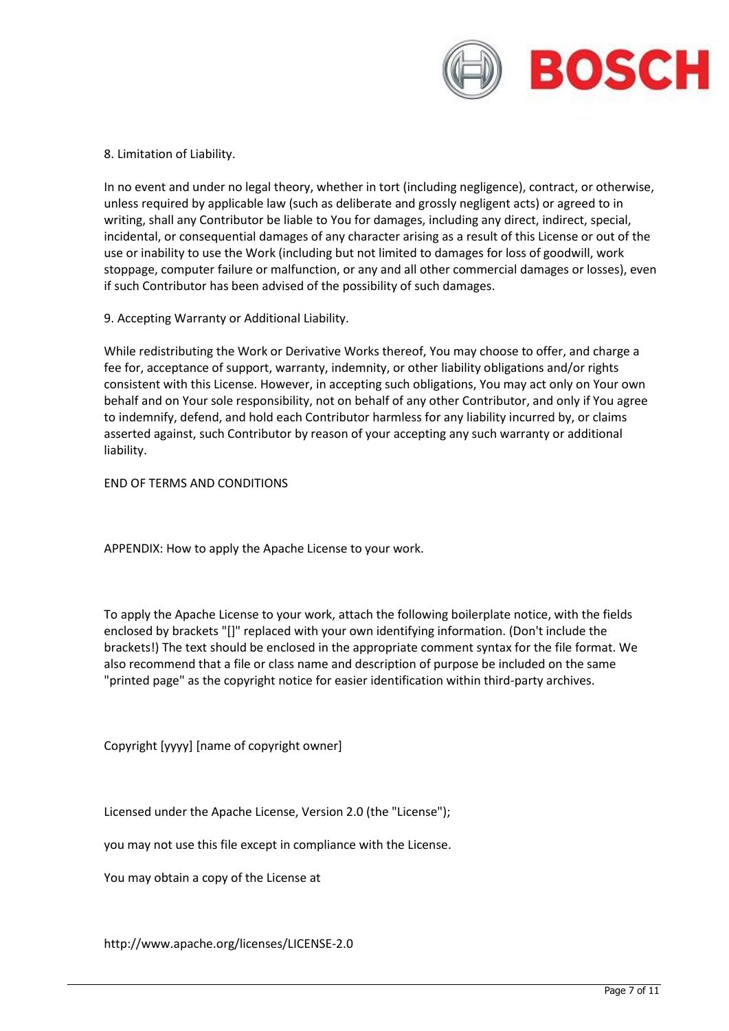8. Limitation of Liability.

In no event and under no legal theory, whether in tort (including negligence), contract, or otherwise, unless required by applicable law (such as deliberate and grossly negligent acts) or agreed to in writing, shall any Contributor be liable to You for damages, including any direct, indirect, special, incidental, or consequential damages of any character arising as a result of this License or out of the use or inability to use the Work (including but not limited to damages for loss of goodwill, work stoppage, computer failure or malfunction, or any and all other commercial damages or losses), even if such Contributor has been advised of the possibility of such damages.

9. Accepting Warranty or Additional Liability.

While redistributing the Work or Derivative Works thereof, You may choose to offer, and charge a fee for, acceptance of support, warranty, indemnity, or other liability obligations and/or rights consistent with this License. However, in accepting such obligations, You may act only on Your own behalf and on Your sole responsibility, not on behalf of any other Contributor, and only if You agree to indemnify, defend, and hold each Contributor harmless for any liability incurred by, or claims asserted against, such Contributor by reason of your accepting any such warranty or additional liability.

END OF TERMS AND CONDITIONS

APPENDIX: How to apply the Apache License to your work.

To apply the Apache License to your work, attach the following boilerplate notice, with the fields enclosed by brackets "[]" replaced with your own identifying information. (Don't include the brackets!) The text should be enclosed in the appropriate comment syntax for the file format. We also recommend that a file or class name and description of purpose be included on the same "printed page" as the copyright notice for easier identification within third-party archives.

Copyright [yyyy] [name of copyright owner]

Licensed under the Apache License, Version 2.0 (the "License");

you may not use this file except in compliance with the License.

You may obtain a copy of the License at

http://www.apache.org/licenses/LICENSE-2.0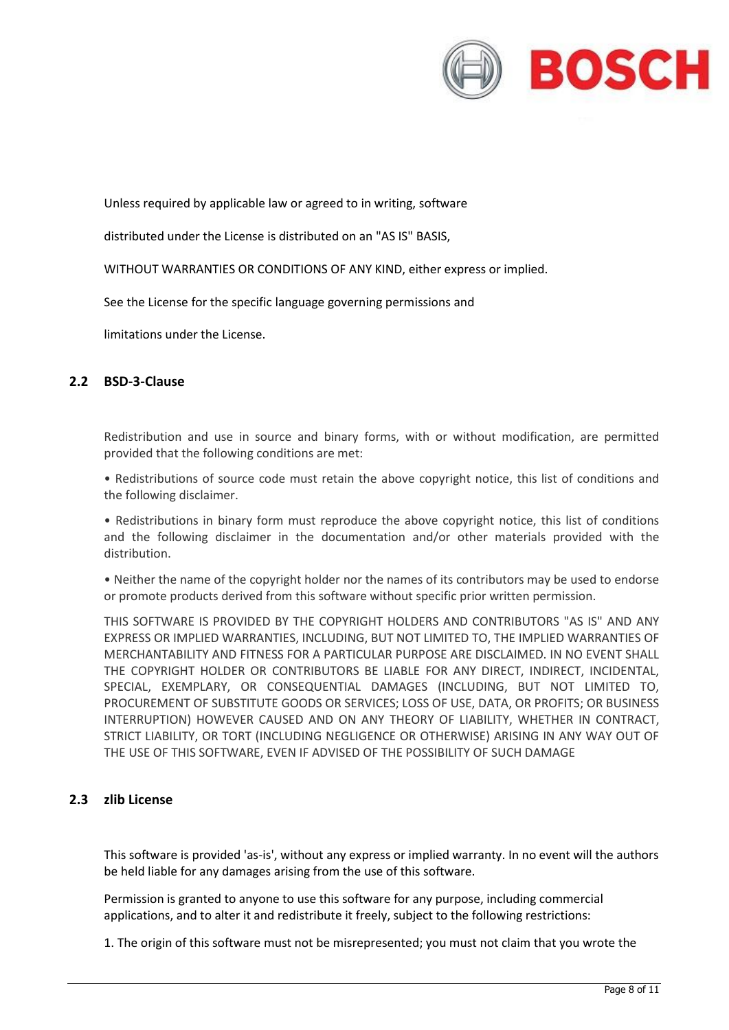Unless required by applicable law or agreed to in writing, software

distributed under the License is distributed on an "AS IS" BASIS,

WITHOUT WARRANTIES OR CONDITIONS OF ANY KIND, either express or implied.

See the License for the specific language governing permissions and

limitations under the License.

## 2.2 BSD-3-Clause

Redistribution and use in source and binary forms, with or without modification, are permitted provided that the following conditions are met:

• Redistributions of source code must retain the above copyright notice, this list of conditions and the following disclaimer.

• Redistributions in binary form must reproduce the above copyright notice, this list of conditions and the following disclaimer in the documentation and/or other materials provided with the distribution.

• Neither the name of the copyright holder nor the names of its contributors may be used to endorse or promote products derived from this software without specific prior written permission.

THIS SOFTWARE IS PROVIDED BY THE COPYRIGHT HOLDERS AND CONTRIBUTORS "AS IS" AND ANY EXPRESS OR IMPLIED WARRANTIES, INCLUDING, BUT NOT LIMITED TO, THE IMPLIED WARRANTIES OF MERCHANTABILITY AND FITNESS FOR A PARTICULAR PURPOSE ARE DISCLAIMED. IN NO EVENT SHALL THE COPYRIGHT HOLDER OR CONTRIBUTORS BE LIABLE FOR ANY DIRECT, INDIRECT, INCIDENTAL, SPECIAL, EXEMPLARY, OR CONSEQUENTIAL DAMAGES (INCLUDING, BUT NOT LIMITED TO, PROCUREMENT OF SUBSTITUTE GOODS OR SERVICES; LOSS OF USE, DATA, OR PROFITS; OR BUSINESS INTERRUPTION) HOWEVER CAUSED AND ON ANY THEORY OF LIABILITY, WHETHER IN CONTRACT, STRICT LIABILITY, OR TORT (INCLUDING NEGLIGENCE OR OTHERWISE) ARISING IN ANY WAY OUT OF THE USE OF THIS SOFTWARE, EVEN IF ADVISED OF THE POSSIBILITY OF SUCH DAMAGE

## 2.3 zlib License

This software is provided 'as-is', without any express or implied warranty. In no event will the authors be held liable for any damages arising from the use of this software.

Permission is granted to anyone to use this software for any purpose, including commercial applications, and to alter it and redistribute it freely, subject to the following restrictions:

1. The origin of this software must not be misrepresented; you must not claim that you wrote the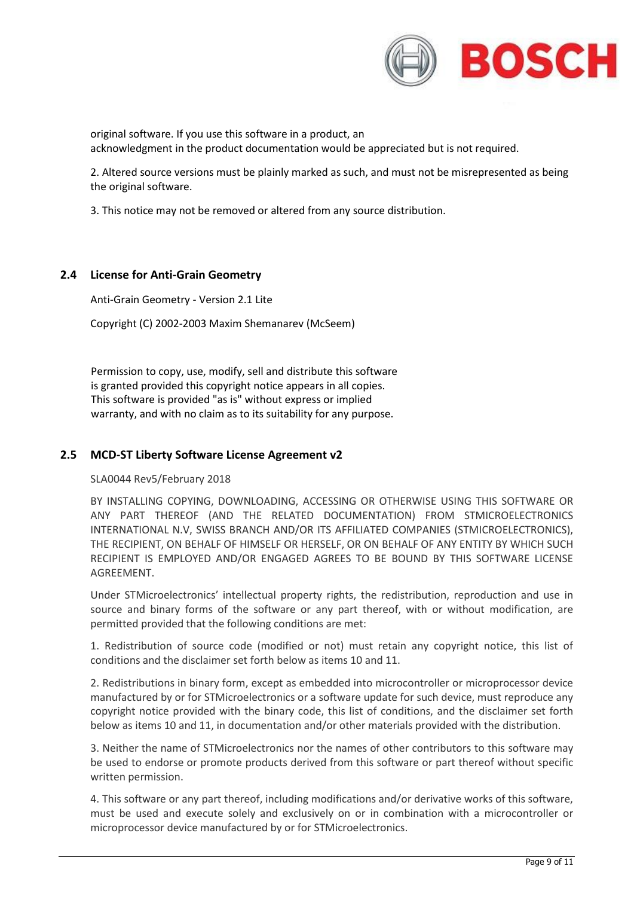original software. If you use this software in a product, an acknowledgment in the product documentation would be appreciated but is not required.

2. Altered source versions must be plainly marked as such, and must not be misrepresented as being the original software.

3. This notice may not be removed or altered from any source distribution.

## 2.4 License for Anti-Grain Geometry

Anti-Grain Geometry - Version 2.1 Lite

Copyright (C) 2002-2003 Maxim Shemanarev (McSeem)

Permission to copy, use, modify, sell and distribute this software is granted provided this copyright notice appears in all copies. This software is provided "as is" without express or implied warranty, and with no claim as to its suitability for any purpose.

## 2.5 MCD-ST Liberty Software License Agreement v2

SLA0044 Rev5/February 2018

BY INSTALLING COPYING, DOWNLOADING, ACCESSING OR OTHERWISE USING THIS SOFTWARE OR ANY PART THEREOF (AND THE RELATED DOCUMENTATION) FROM STMICROELECTRONICS INTERNATIONAL N.V, SWISS BRANCH AND/OR ITS AFFILIATED COMPANIES (STMICROELECTRONICS), THE RECIPIENT, ON BEHALF OF HIMSELF OR HERSELF, OR ON BEHALF OF ANY ENTITY BY WHICH SUCH RECIPIENT IS EMPLOYED AND/OR ENGAGED AGREES TO BE BOUND BY THIS SOFTWARE LICENSE AGREEMENT.

Under STMicroelectronics' intellectual property rights, the redistribution, reproduction and use in source and binary forms of the software or any part thereof, with or without modification, are permitted provided that the following conditions are met:

1. Redistribution of source code (modified or not) must retain any copyright notice, this list of conditions and the disclaimer set forth below as items 10 and 11.

2. Redistributions in binary form, except as embedded into microcontroller or microprocessor device manufactured by or for STMicroelectronics or a software update for such device, must reproduce any copyright notice provided with the binary code, this list of conditions, and the disclaimer set forth below as items 10 and 11, in documentation and/or other materials provided with the distribution.

3. Neither the name of STMicroelectronics nor the names of other contributors to this software may be used to endorse or promote products derived from this software or part thereof without specific written permission.

4. This software or any part thereof, including modifications and/or derivative works of this software, must be used and execute solely and exclusively on or in combination with a microcontroller or microprocessor device manufactured by or for STMicroelectronics.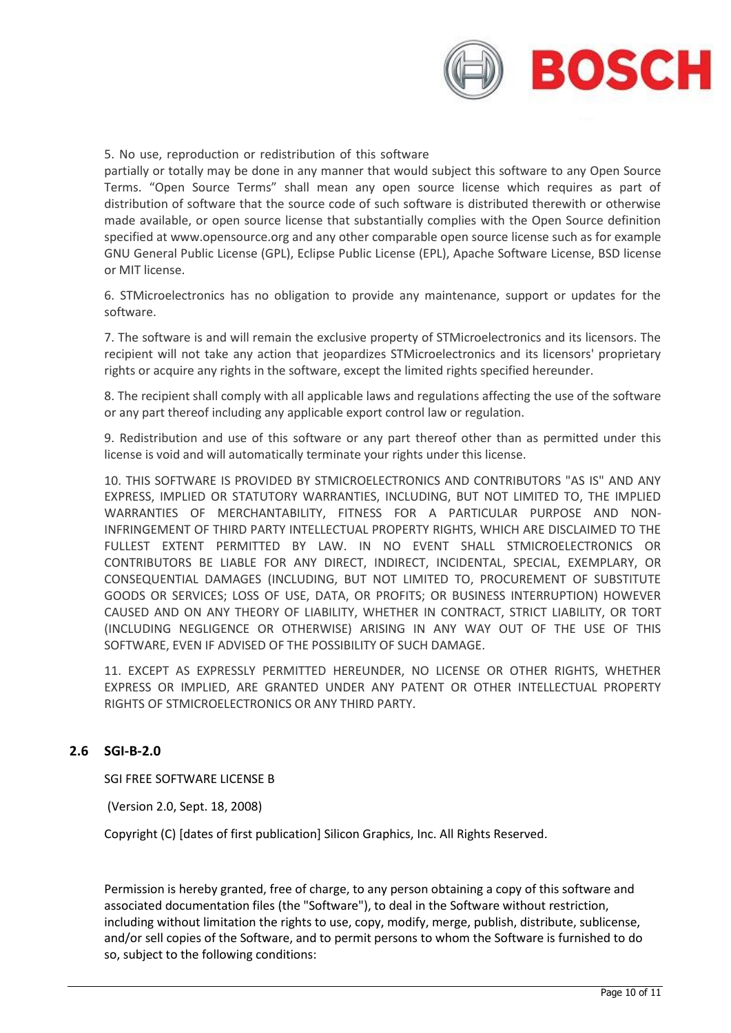5. No use, reproduction or redistribution of this software partially or totally may be done in any manner that would subject this software to any Open Source Terms. "Open Source Terms" shall mean any open source license which requires as part of distribution of software that the source code of such software is distributed therewith or otherwise made available, or open source license that substantially complies with the Open Source definition specified at www.opensource.org and any other comparable open source license such as for example GNU General Public License (GPL), Eclipse Public License (EPL), Apache Software License, BSD license or MIT license.

6. STMicroelectronics has no obligation to provide any maintenance, support or updates for the software.

7. The software is and will remain the exclusive property of STMicroelectronics and its licensors. The recipient will not take any action that jeopardizes STMicroelectronics and its licensors' proprietary rights or acquire any rights in the software, except the limited rights specified hereunder.

8. The recipient shall comply with all applicable laws and regulations affecting the use of the software or any part thereof including any applicable export control law or regulation.

9. Redistribution and use of this software or any part thereof other than as permitted under this license is void and will automatically terminate your rights under this license.

10. THIS SOFTWARE IS PROVIDED BY STMICROELECTRONICS AND CONTRIBUTORS "AS IS" AND ANY EXPRESS, IMPLIED OR STATUTORY WARRANTIES, INCLUDING, BUT NOT LIMITED TO, THE IMPLIED WARRANTIES OF MERCHANTABILITY, FITNESS FOR A PARTICULAR PURPOSE AND NON-INFRINGEMENT OF THIRD PARTY INTELLECTUAL PROPERTY RIGHTS, WHICH ARE DISCLAIMED TO THE FULLEST EXTENT PERMITTED BY LAW. IN NO EVENT SHALL STMICROELECTRONICS OR CONTRIBUTORS BE LIABLE FOR ANY DIRECT, INDIRECT, INCIDENTAL, SPECIAL, EXEMPLARY, OR CONSEQUENTIAL DAMAGES (INCLUDING, BUT NOT LIMITED TO, PROCUREMENT OF SUBSTITUTE GOODS OR SERVICES; LOSS OF USE, DATA, OR PROFITS; OR BUSINESS INTERRUPTION) HOWEVER CAUSED AND ON ANY THEORY OF LIABILITY, WHETHER IN CONTRACT, STRICT LIABILITY, OR TORT (INCLUDING NEGLIGENCE OR OTHERWISE) ARISING IN ANY WAY OUT OF THE USE OF THIS SOFTWARE, EVEN IF ADVISED OF THE POSSIBILITY OF SUCH DAMAGE.

11. EXCEPT AS EXPRESSLY PERMITTED HEREUNDER, NO LICENSE OR OTHER RIGHTS, WHETHER EXPRESS OR IMPLIED, ARE GRANTED UNDER ANY PATENT OR OTHER INTELLECTUAL PROPERTY RIGHTS OF STMICROELECTRONICS OR ANY THIRD PARTY.

## 2.6 SGI-B-2.0

SGI FREE SOFTWARE LICENSE B

(Version 2.0, Sept. 18, 2008)

Copyright (C) [dates of first publication] Silicon Graphics, Inc. All Rights Reserved.

Permission is hereby granted, free of charge, to any person obtaining a copy of this software and associated documentation files (the "Software"), to deal in the Software without restriction, including without limitation the rights to use, copy, modify, merge, publish, distribute, sublicense, and/or sell copies of the Software, and to permit persons to whom the Software is furnished to do so, subject to the following conditions: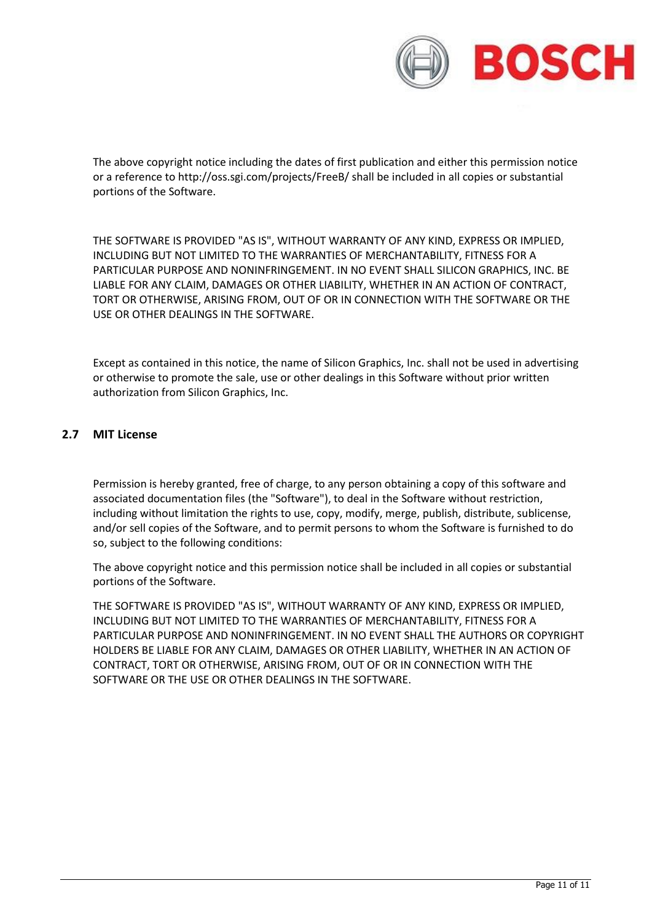The above copyright notice including the dates of first publication and either this permission notice or a reference to http://oss.sgi.com/projects/FreeB/ shall be included in all copies or substantial portions of the Software.

THE SOFTWARE IS PROVIDED "AS IS", WITHOUT WARRANTY OF ANY KIND, EXPRESS OR IMPLIED, INCLUDING BUT NOT LIMITED TO THE WARRANTIES OF MERCHANTABILITY, FITNESS FOR A PARTICULAR PURPOSE AND NONINFRINGEMENT. IN NO EVENT SHALL SILICON GRAPHICS, INC. BE LIABLE FOR ANY CLAIM, DAMAGES OR OTHER LIABILITY, WHETHER IN AN ACTION OF CONTRACT, TORT OR OTHERWISE, ARISING FROM, OUT OF OR IN CONNECTION WITH THE SOFTWARE OR THE USE OR OTHER DEALINGS IN THE SOFTWARE.

Except as contained in this notice, the name of Silicon Graphics, Inc. shall not be used in advertising or otherwise to promote the sale, use or other dealings in this Software without prior written authorization from Silicon Graphics, Inc.

## 2.7 MIT License

Permission is hereby granted, free of charge, to any person obtaining a copy of this software and associated documentation files (the "Software"), to deal in the Software without restriction, including without limitation the rights to use, copy, modify, merge, publish, distribute, sublicense, and/or sell copies of the Software, and to permit persons to whom the Software is furnished to do so, subject to the following conditions:

The above copyright notice and this permission notice shall be included in all copies or substantial portions of the Software.

THE SOFTWARE IS PROVIDED "AS IS", WITHOUT WARRANTY OF ANY KIND, EXPRESS OR IMPLIED, INCLUDING BUT NOT LIMITED TO THE WARRANTIES OF MERCHANTABILITY, FITNESS FOR A PARTICULAR PURPOSE AND NONINFRINGEMENT. IN NO EVENT SHALL THE AUTHORS OR COPYRIGHT HOLDERS BE LIABLE FOR ANY CLAIM, DAMAGES OR OTHER LIABILITY, WHETHER IN AN ACTION OF CONTRACT, TORT OR OTHERWISE, ARISING FROM, OUT OF OR IN CONNECTION WITH THE SOFTWARE OR THE USE OR OTHER DEALINGS IN THE SOFTWARE.